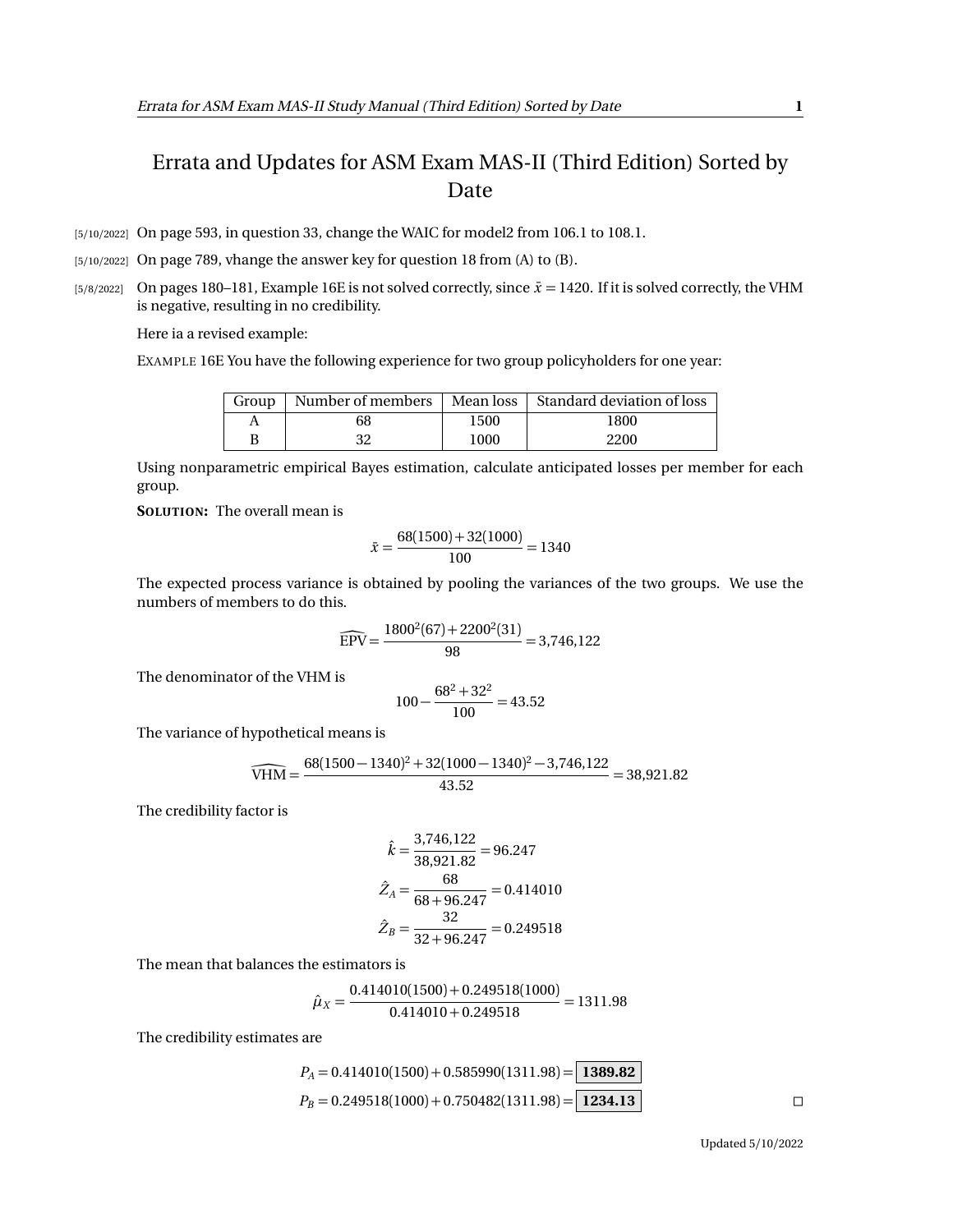# Errata and Updates for ASM Exam MAS-II (Third Edition) Sorted by Date

[5/10/2022] On page 593, in question 33, change the WAIC for model2 from 106.1 to 108.1.

[5/10/2022] On page 789, vhange the answer key for question 18 from (A) to (B).

[5/8/2022] On pages 180–181, Example 16E is not solved correctly, since $\bar{x} = 1420$. If it is solved correctly, the VHM is negative, resulting in no credibility.

Here ia a revised example:

EXAMPLE 16E You have the following experience for two group policyholders for one year:

| Group | Number of members | Mean loss | Standard deviation of loss |
|---|---|---|---|
| A | 68 | 1500 | 1800 |
| B | 32 | 1000 | 2200 |

Using nonparametric empirical Bayes estimation, calculate anticipated losses per member for each group.

**SOLUTION:** The overall mean is

$$\bar{x} = \frac{68(1500) + 32(1000)}{100} = 1340$$

The expected process variance is obtained by pooling the variances of the two groups. We use the numbers of members to do this.

$$\widehat{\text{EPV}} = \frac{1800^2(67) + 2200^2(31)}{98} = 3{,}746{,}122$$

The denominator of the VHM is

$$100 - \frac{68^2 + 32^2}{100} = 43.52$$

The variance of hypothetical means is

$$\widehat{\text{VHM}} = \frac{68(1500 - 1340)^2 + 32(1000 - 1340)^2 - 3{,}746{,}122}{43.52} = 38{,}921.82$$

The credibility factor is

$$\hat{k} = \frac{3{,}746{,}122}{38{,}921.82} = 96.247$$

$$\hat{Z}_A = \frac{68}{68 + 96.247} = 0.414010$$

$$\hat{Z}_B = \frac{32}{32 + 96.247} = 0.249518$$

The mean that balances the estimators is

$$\hat{\mu}_X = \frac{0.414010(1500) + 0.249518(1000)}{0.414010 + 0.249518} = 1311.98$$

The credibility estimates are

$$P_A = 0.414010(1500) + 0.585990(1311.98) = \boxed{\textbf{1389.82}}$$

$$P_B = 0.249518(1000) + 0.750482(1311.98) = \boxed{\textbf{1234.13}}$$

□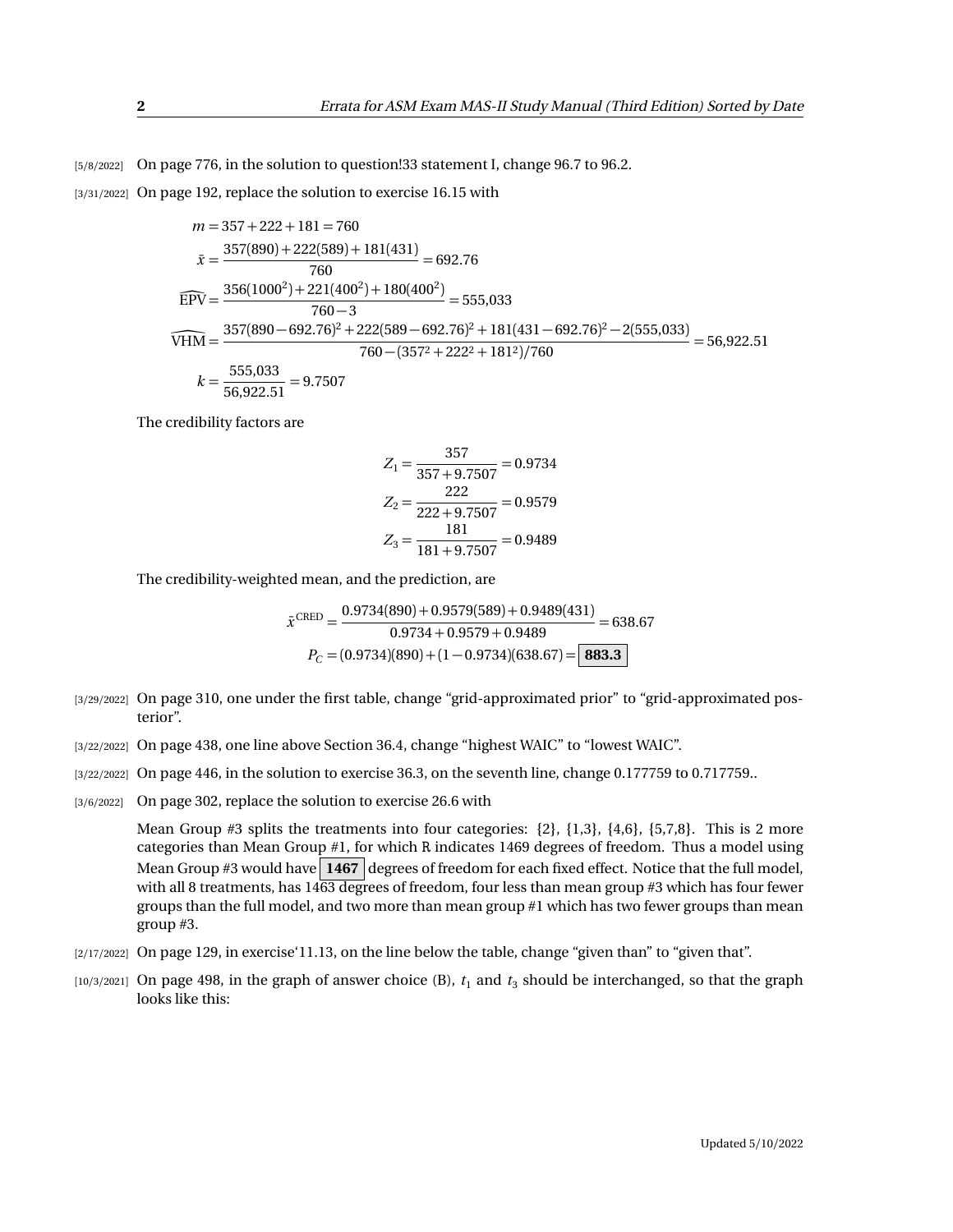[5/8/2022] On page 776, in the solution to question!33 statement I, change 96.7 to 96.2.

[3/31/2022] On page 192, replace the solution to exercise 16.15 with

$$m = 357 + 222 + 181 = 760$$

$$\bar{x} = \frac{357(890) + 222(589) + 181(431)}{760} = 692.76$$

$$\widehat{\text{EPV}} = \frac{356(1000^2) + 221(400^2) + 180(400^2)}{760 - 3} = 555{,}033$$

$$\widehat{\text{VHM}} = \frac{357(890 - 692.76)^2 + 222(589 - 692.76)^2 + 181(431 - 692.76)^2 - 2(555{,}033)}{760 - (357^2 + 222^2 + 181^2)/760} = 56{,}922.51$$

$$k = \frac{555{,}033}{56{,}922.51} = 9.7507$$

The credibility factors are

$$Z_1 = \frac{357}{357 + 9.7507} = 0.9734$$

$$Z_2 = \frac{222}{222 + 9.7507} = 0.9579$$

$$Z_3 = \frac{181}{181 + 9.7507} = 0.9489$$

The credibility-weighted mean, and the prediction, are

$$\bar{x}^{\text{CRED}} = \frac{0.9734(890) + 0.9579(589) + 0.9489(431)}{0.9734 + 0.9579 + 0.9489} = 638.67$$

$$P_C = (0.9734)(890) + (1 - 0.9734)(638.67) = \boxed{\mathbf{883.3}}$$

[3/29/2022] On page 310, one under the first table, change "grid-approximated prior" to "grid-approximated posterior".

[3/22/2022] On page 438, one line above Section 36.4, change "highest WAIC" to "lowest WAIC".

[3/22/2022] On page 446, in the solution to exercise 36.3, on the seventh line, change 0.177759 to 0.717759..

[3/6/2022] On page 302, replace the solution to exercise 26.6 with

Mean Group #3 splits the treatments into four categories: {2}, {1,3}, {4,6}, {5,7,8}. This is 2 more categories than Mean Group #1, for which R indicates 1469 degrees of freedom. Thus a model using Mean Group #3 would have **1467** degrees of freedom for each fixed effect. Notice that the full model, with all 8 treatments, has 1463 degrees of freedom, four less than mean group #3 which has four fewer groups than the full model, and two more than mean group #1 which has two fewer groups than mean group #3.

[2/17/2022] On page 129, in exercise'11.13, on the line below the table, change "given than" to "given that".

[10/3/2021] On page 498, in the graph of answer choice (B), $t_1$ and $t_3$ should be interchanged, so that the graph looks like this: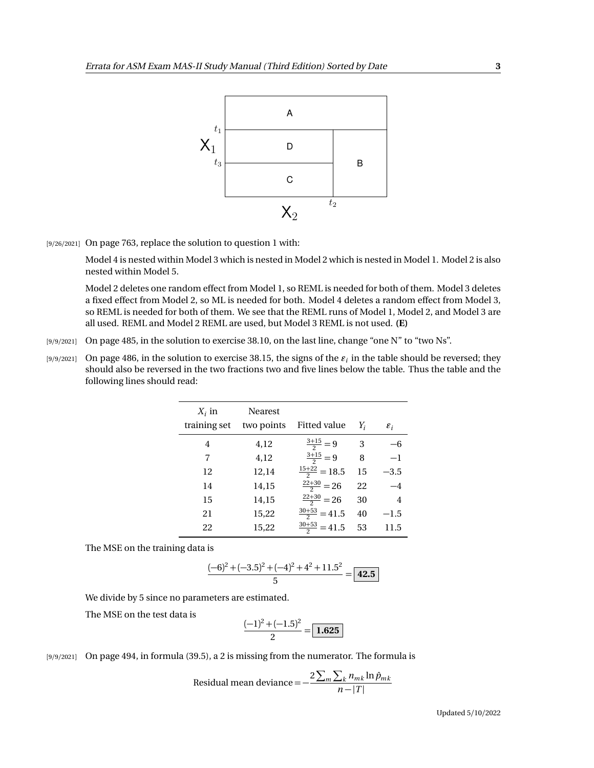| | | |
|---|---|---|
| A | | |
| D | | B |
| C | | |

$X_1$ (split points $t_1$, $t_3$); $X_2$ (split point $t_2$)

[9/26/2021] On page 763, replace the solution to question 1 with:

Model 4 is nested within Model 3 which is nested in Model 2 which is nested in Model 1. Model 2 is also nested within Model 5.

Model 2 deletes one random effect from Model 1, so REML is needed for both of them. Model 3 deletes a fixed effect from Model 2, so ML is needed for both. Model 4 deletes a random effect from Model 3, so REML is needed for both of them. We see that the REML runs of Model 1, Model 2, and Model 3 are all used. REML and Model 2 REML are used, but Model 3 REML is not used. **(E)**

[9/9/2021] On page 485, in the solution to exercise 38.10, on the last line, change "one N" to "two Ns".

[9/9/2021] On page 486, in the solution to exercise 38.15, the signs of the $\varepsilon_i$ in the table should be reversed; they should also be reversed in the two fractions two and five lines below the table. Thus the table and the following lines should read:

| $X_i$ in training set | Nearest two points | Fitted value | $Y_i$ | $\varepsilon_i$ |
|---|---|---|---|---|
| 4 | 4,12 | $\frac{3+15}{2} = 9$ | 3 | $-6$ |
| 7 | 4,12 | $\frac{3+15}{2} = 9$ | 8 | $-1$ |
| 12 | 12,14 | $\frac{15+22}{2} = 18.5$ | 15 | $-3.5$ |
| 14 | 14,15 | $\frac{22+30}{2} = 26$ | 22 | $-4$ |
| 15 | 14,15 | $\frac{22+30}{2} = 26$ | 30 | 4 |
| 21 | 15,22 | $\frac{30+53}{2} = 41.5$ | 40 | $-1.5$ |
| 22 | 15,22 | $\frac{30+53}{2} = 41.5$ | 53 | 11.5 |

The MSE on the training data is

$$\frac{(-6)^2 + (-3.5)^2 + (-4)^2 + 4^2 + 11.5^2}{5} = \boxed{42.5}$$

We divide by 5 since no parameters are estimated.

The MSE on the test data is

$$\frac{(-1)^2 + (-1.5)^2}{2} = \boxed{1.625}$$

[9/9/2021] On page 494, in formula (39.5), a 2 is missing from the numerator. The formula is

$$\text{Residual mean deviance} = -\frac{2\sum_m \sum_k n_{mk} \ln \hat{p}_{mk}}{n - |T|}$$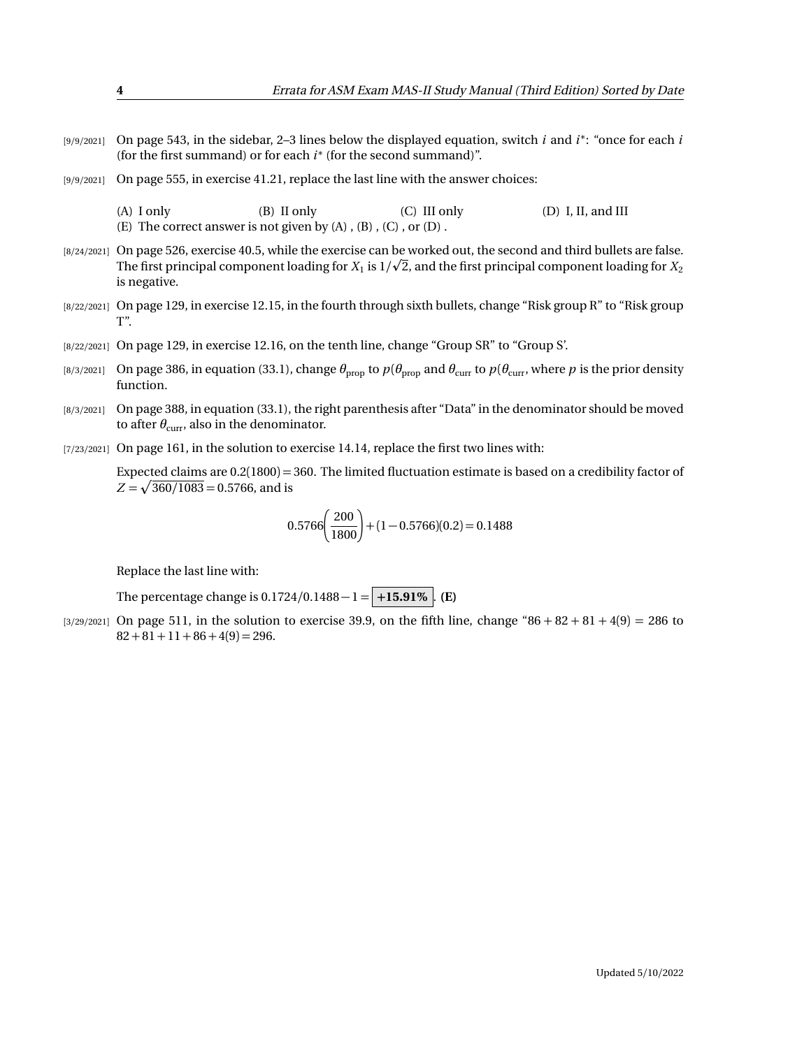[9/9/2021] On page 543, in the sidebar, 2–3 lines below the displayed equation, switch $i$ and $i^*$: "once for each $i$ (for the first summand) or for each $i^*$ (for the second summand)".

[9/9/2021] On page 555, in exercise 41.21, replace the last line with the answer choices:

(A) I only (B) II only (C) III only (D) I, II, and III
(E) The correct answer is not given by (A) , (B) , (C) , or (D) .

[8/24/2021] On page 526, exercise 40.5, while the exercise can be worked out, the second and third bullets are false. The first principal component loading for $X_1$ is $1/\sqrt{2}$, and the first principal component loading for $X_2$ is negative.

[8/22/2021] On page 129, in exercise 12.15, in the fourth through sixth bullets, change "Risk group R" to "Risk group T".

[8/22/2021] On page 129, in exercise 12.16, on the tenth line, change "Group SR" to "Group S'.

[8/3/2021] On page 386, in equation (33.1), change $\theta_{\text{prop}}$ to $p(\theta_{\text{prop}}$ and $\theta_{\text{curr}}$ to $p(\theta_{\text{curr}}$, where $p$ is the prior density function.

[8/3/2021] On page 388, in equation (33.1), the right parenthesis after "Data" in the denominator should be moved to after $\theta_{\text{curr}}$, also in the denominator.

[7/23/2021] On page 161, in the solution to exercise 14.14, replace the first two lines with:

Expected claims are $0.2(1800) = 360$. The limited fluctuation estimate is based on a credibility factor of $Z = \sqrt{360/1083} = 0.5766$, and is

$$0.5766\left(\frac{200}{1800}\right) + (1 - 0.5766)(0.2) = 0.1488$$

Replace the last line with:

The percentage change is $0.1724/0.1488 - 1 = \boxed{+15.91\%}$. **(E)**

[3/29/2021] On page 511, in the solution to exercise 39.9, on the fifth line, change "$86 + 82 + 81 + 4(9) = 286$ to $82 + 81 + 11 + 86 + 4(9) = 296$.